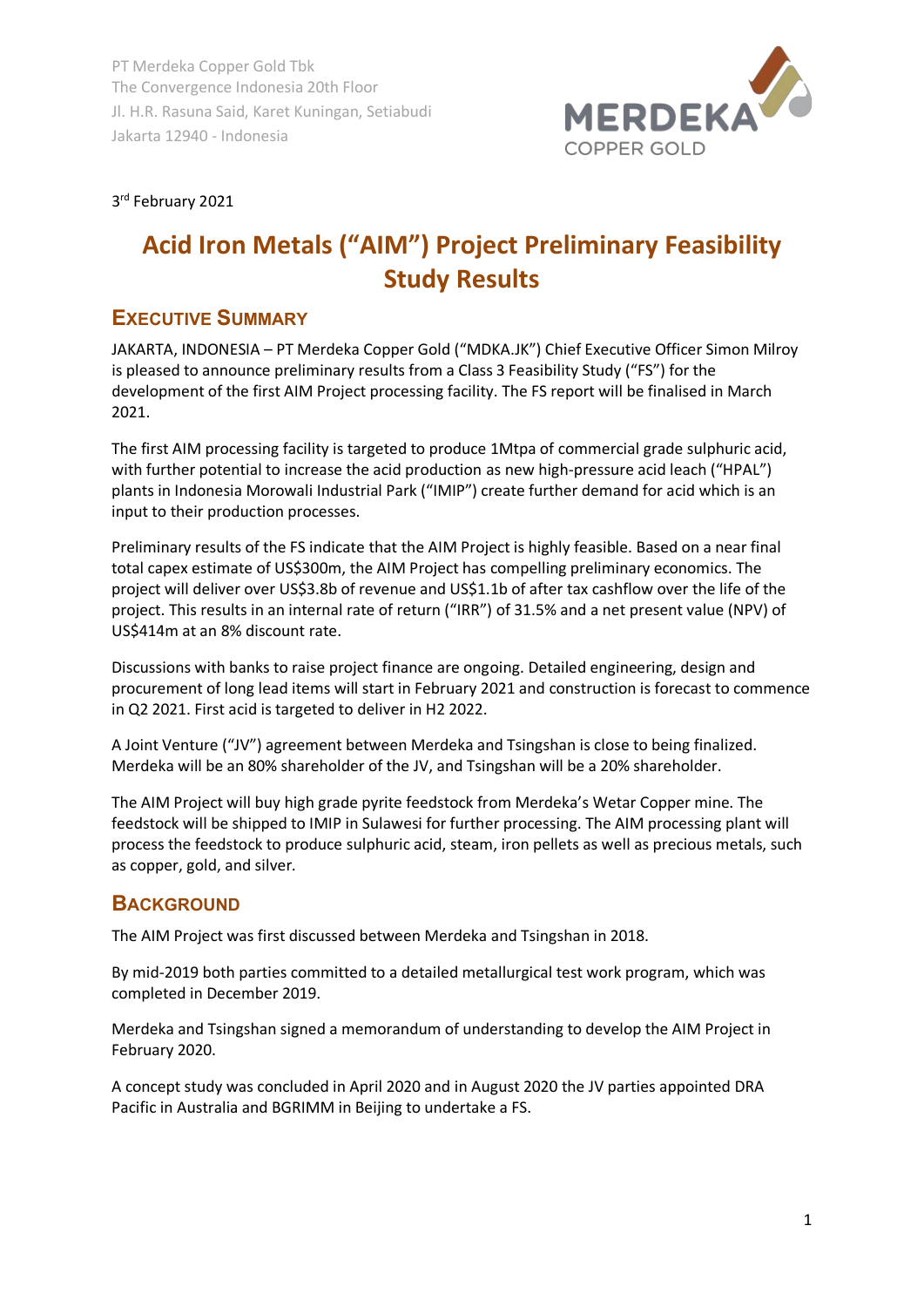PT Merdeka Copper Gold Tbk
The Convergence Indonesia 20th Floor
Jl. H.R. Rasuna Said, Karet Kuningan, Setiabudi
Jakarta 12940 - Indonesia

3rd February 2021

# Acid Iron Metals ("AIM") Project Preliminary Feasibility Study Results

## EXECUTIVE SUMMARY

JAKARTA, INDONESIA – PT Merdeka Copper Gold ("MDKA.JK") Chief Executive Officer Simon Milroy is pleased to announce preliminary results from a Class 3 Feasibility Study ("FS") for the development of the first AIM Project processing facility. The FS report will be finalised in March 2021.

The first AIM processing facility is targeted to produce 1Mtpa of commercial grade sulphuric acid, with further potential to increase the acid production as new high-pressure acid leach ("HPAL") plants in Indonesia Morowali Industrial Park ("IMIP") create further demand for acid which is an input to their production processes.

Preliminary results of the FS indicate that the AIM Project is highly feasible. Based on a near final total capex estimate of US$300m, the AIM Project has compelling preliminary economics. The project will deliver over US$3.8b of revenue and US$1.1b of after tax cashflow over the life of the project. This results in an internal rate of return ("IRR") of 31.5% and a net present value (NPV) of US$414m at an 8% discount rate.

Discussions with banks to raise project finance are ongoing. Detailed engineering, design and procurement of long lead items will start in February 2021 and construction is forecast to commence in Q2 2021. First acid is targeted to deliver in H2 2022.

A Joint Venture ("JV") agreement between Merdeka and Tsingshan is close to being finalized. Merdeka will be an 80% shareholder of the JV, and Tsingshan will be a 20% shareholder.

The AIM Project will buy high grade pyrite feedstock from Merdeka's Wetar Copper mine. The feedstock will be shipped to IMIP in Sulawesi for further processing. The AIM processing plant will process the feedstock to produce sulphuric acid, steam, iron pellets as well as precious metals, such as copper, gold, and silver.

## BACKGROUND

The AIM Project was first discussed between Merdeka and Tsingshan in 2018.

By mid-2019 both parties committed to a detailed metallurgical test work program, which was completed in December 2019.

Merdeka and Tsingshan signed a memorandum of understanding to develop the AIM Project in February 2020.

A concept study was concluded in April 2020 and in August 2020 the JV parties appointed DRA Pacific in Australia and BGRIMM in Beijing to undertake a FS.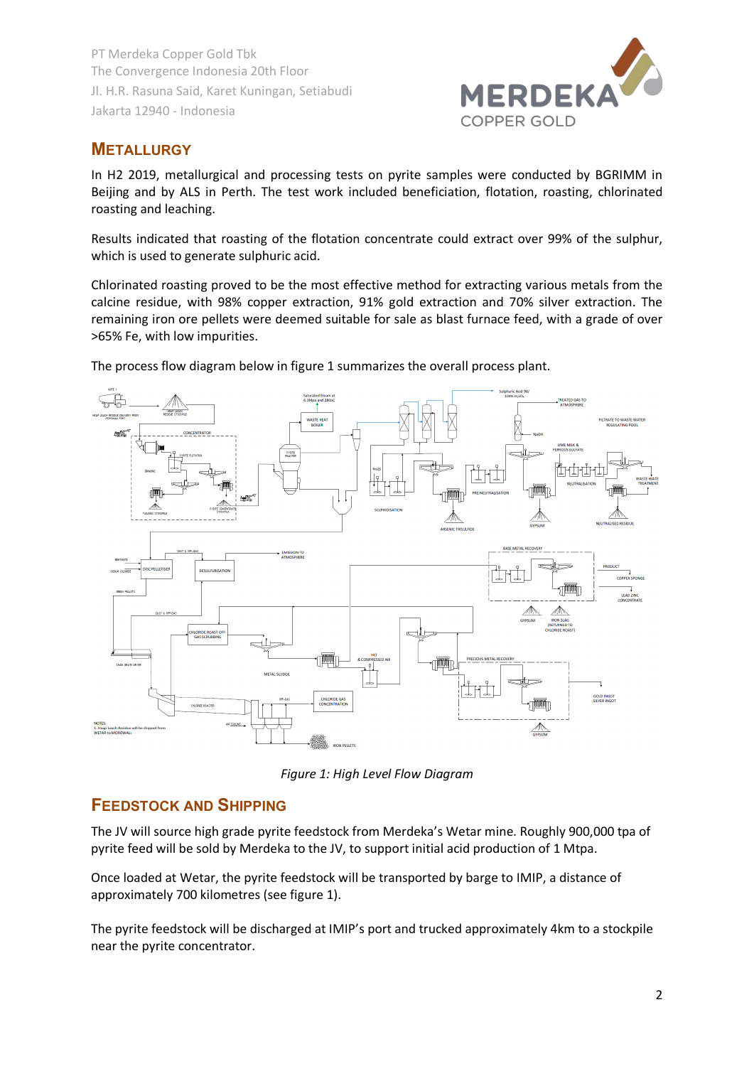## METALLURGY

In H2 2019, metallurgical and processing tests on pyrite samples were conducted by BGRIMM in Beijing and by ALS in Perth. The test work included beneficiation, flotation, roasting, chlorinated roasting and leaching.

Results indicated that roasting of the flotation concentrate could extract over 99% of the sulphur, which is used to generate sulphuric acid.

Chlorinated roasting proved to be the most effective method for extracting various metals from the calcine residue, with 98% copper extraction, 91% gold extraction and 70% silver extraction. The remaining iron ore pellets were deemed suitable for sale as blast furnace feed, with a grade of over >65% Fe, with low impurities.

The process flow diagram below in figure 1 summarizes the overall process plant.

*Figure 1: High Level Flow Diagram*

## FEEDSTOCK AND SHIPPING

The JV will source high grade pyrite feedstock from Merdeka's Wetar mine. Roughly 900,000 tpa of pyrite feed will be sold by Merdeka to the JV, to support initial acid production of 1 Mtpa.

Once loaded at Wetar, the pyrite feedstock will be transported by barge to IMIP, a distance of approximately 700 kilometres (see figure 1).

The pyrite feedstock will be discharged at IMIP's port and trucked approximately 4km to a stockpile near the pyrite concentrator.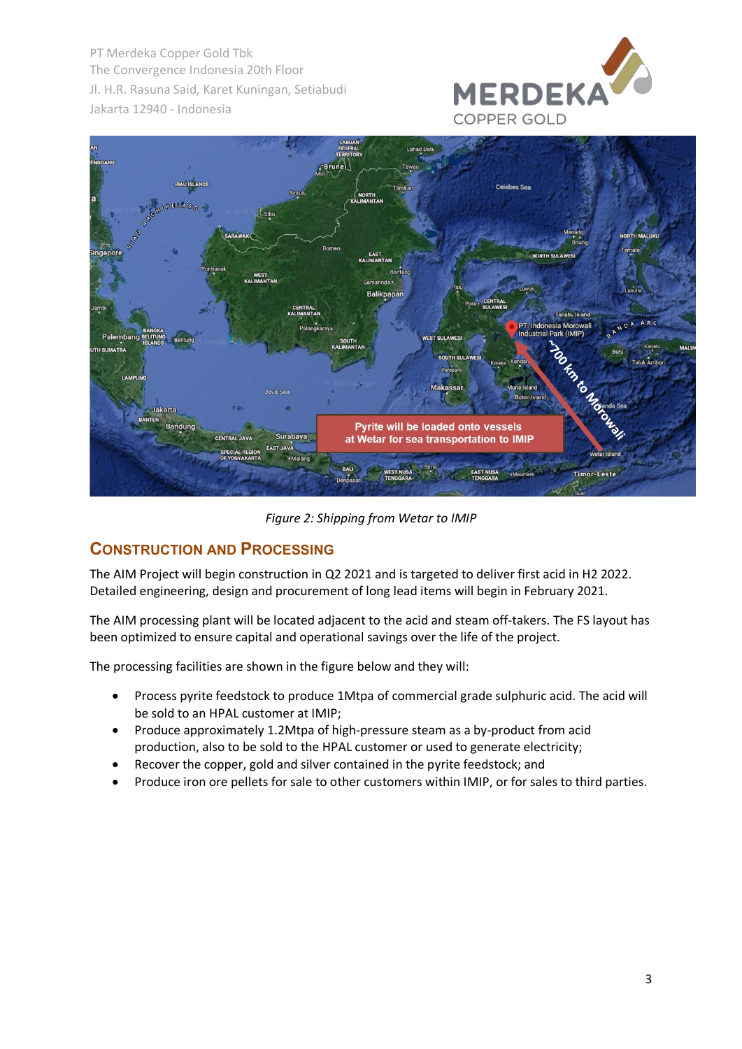*Figure 2: Shipping from Wetar to IMIP*

## Construction and Processing

The AIM Project will begin construction in Q2 2021 and is targeted to deliver first acid in H2 2022. Detailed engineering, design and procurement of long lead items will begin in February 2021.

The AIM processing plant will be located adjacent to the acid and steam off-takers. The FS layout has been optimized to ensure capital and operational savings over the life of the project.

The processing facilities are shown in the figure below and they will:

- Process pyrite feedstock to produce 1Mtpa of commercial grade sulphuric acid. The acid will be sold to an HPAL customer at IMIP;
- Produce approximately 1.2Mtpa of high-pressure steam as a by-product from acid production, also to be sold to the HPAL customer or used to generate electricity;
- Recover the copper, gold and silver contained in the pyrite feedstock; and
- Produce iron ore pellets for sale to other customers within IMIP, or for sales to third parties.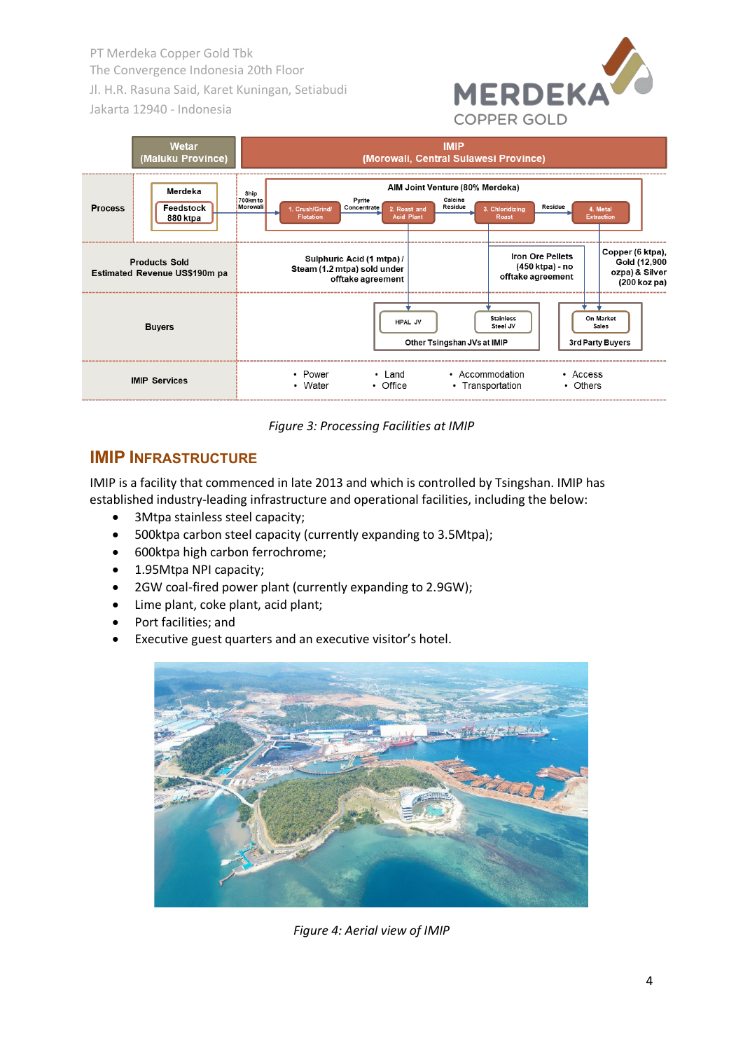| | Wetar (Maluku Province) | IMIP (Morowali, Central Sulawesi Province) |
|---|---|---|
| Process | Merdeka Feedstock 880 ktpa → Ship 700km to Morowali | AIM Joint Venture (80% Merdeka): 1. Crush/Grind/Flotation → Pyrite Concentrate → 2. Roast and Acid Plant → Calcine Residue → 3. Chloridizing Roast → Residue → 4. Metal Extraction |
| Products Sold Estimated Revenue US$190m pa | | Sulphuric Acid (1 mtpa) / Steam (1.2 mtpa) sold under offtake agreement; Iron Ore Pellets (450 ktpa) - no offtake agreement; Copper (6 ktpa), Gold (12,900 ozpa) & Silver (200 koz pa) |
| Buyers | | Other Tsingshan JVs at IMIP: HPAL JV, Stainless Steel JV; 3rd Party Buyers: On Market Sales |
| IMIP Services | | • Power • Water • Land • Office • Accommodation • Transportation • Access • Others |

*Figure 3: Processing Facilities at IMIP*

## IMIP INFRASTRUCTURE

IMIP is a facility that commenced in late 2013 and which is controlled by Tsingshan. IMIP has established industry-leading infrastructure and operational facilities, including the below:

- 3Mtpa stainless steel capacity;
- 500ktpa carbon steel capacity (currently expanding to 3.5Mtpa);
- 600ktpa high carbon ferrochrome;
- 1.95Mtpa NPI capacity;
- 2GW coal-fired power plant (currently expanding to 2.9GW);
- Lime plant, coke plant, acid plant;
- Port facilities; and
- Executive guest quarters and an executive visitor's hotel.

*Figure 4: Aerial view of IMIP*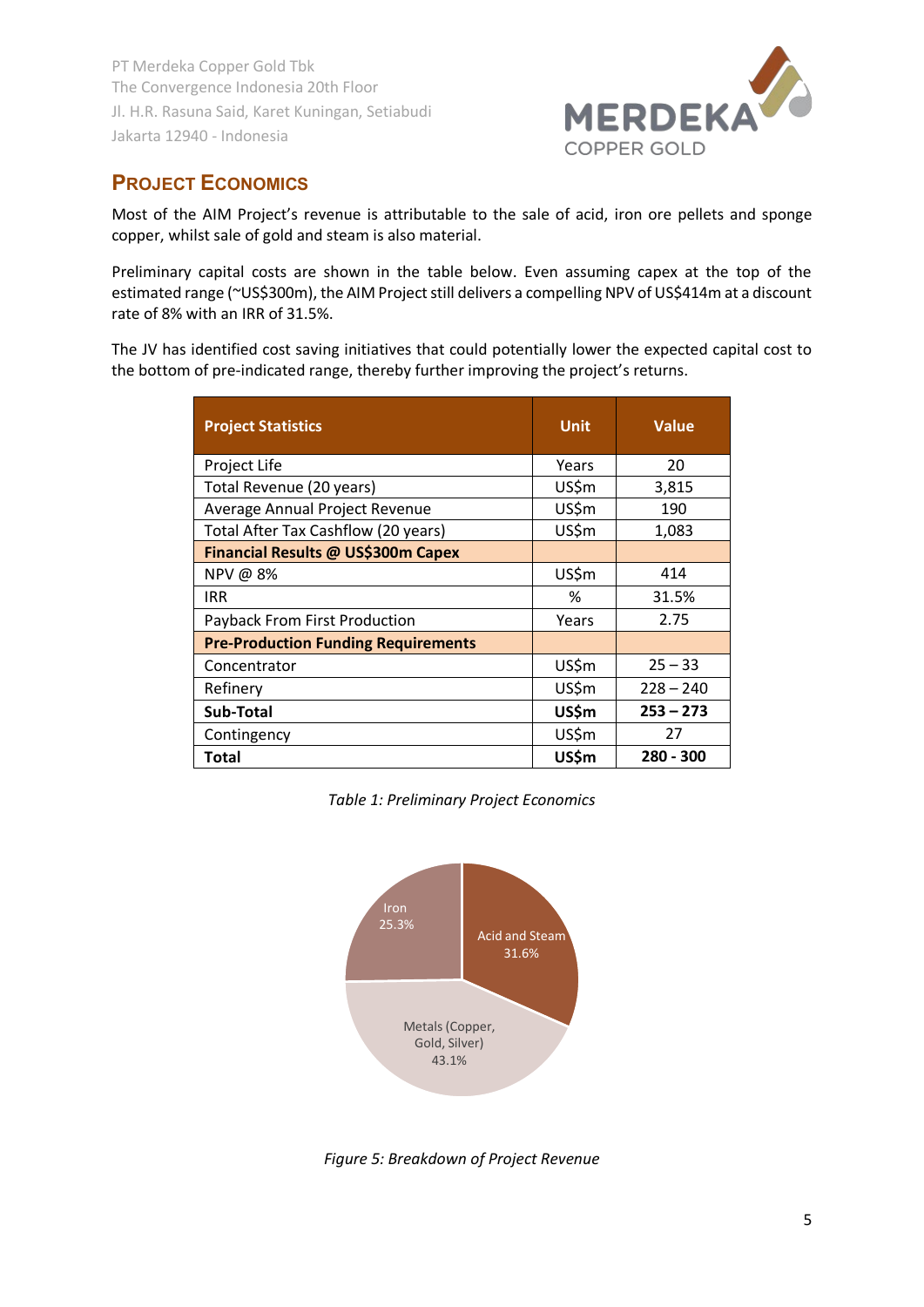## PROJECT ECONOMICS

Most of the AIM Project's revenue is attributable to the sale of acid, iron ore pellets and sponge copper, whilst sale of gold and steam is also material.

Preliminary capital costs are shown in the table below. Even assuming capex at the top of the estimated range (~US$300m), the AIM Project still delivers a compelling NPV of US$414m at a discount rate of 8% with an IRR of 31.5%.

The JV has identified cost saving initiatives that could potentially lower the expected capital cost to the bottom of pre-indicated range, thereby further improving the project's returns.

| Project Statistics | Unit | Value |
|---|---|---|
| Project Life | Years | 20 |
| Total Revenue (20 years) | US$m | 3,815 |
| Average Annual Project Revenue | US$m | 190 |
| Total After Tax Cashflow (20 years) | US$m | 1,083 |
| **Financial Results @ US$300m Capex** | | |
| NPV @ 8% | US$m | 414 |
| IRR | % | 31.5% |
| Payback From First Production | Years | 2.75 |
| **Pre-Production Funding Requirements** | | |
| Concentrator | US$m | 25 – 33 |
| Refinery | US$m | 228 – 240 |
| **Sub-Total** | **US$m** | **253 – 273** |
| Contingency | US$m | 27 |
| **Total** | **US$m** | **280 - 300** |

*Table 1: Preliminary Project Economics*

| Revenue Source | Share |
|---|---|
| Acid and Steam | 31.6% |
| Metals (Copper, Gold, Silver) | 43.1% |
| Iron | 25.3% |

*Figure 5: Breakdown of Project Revenue*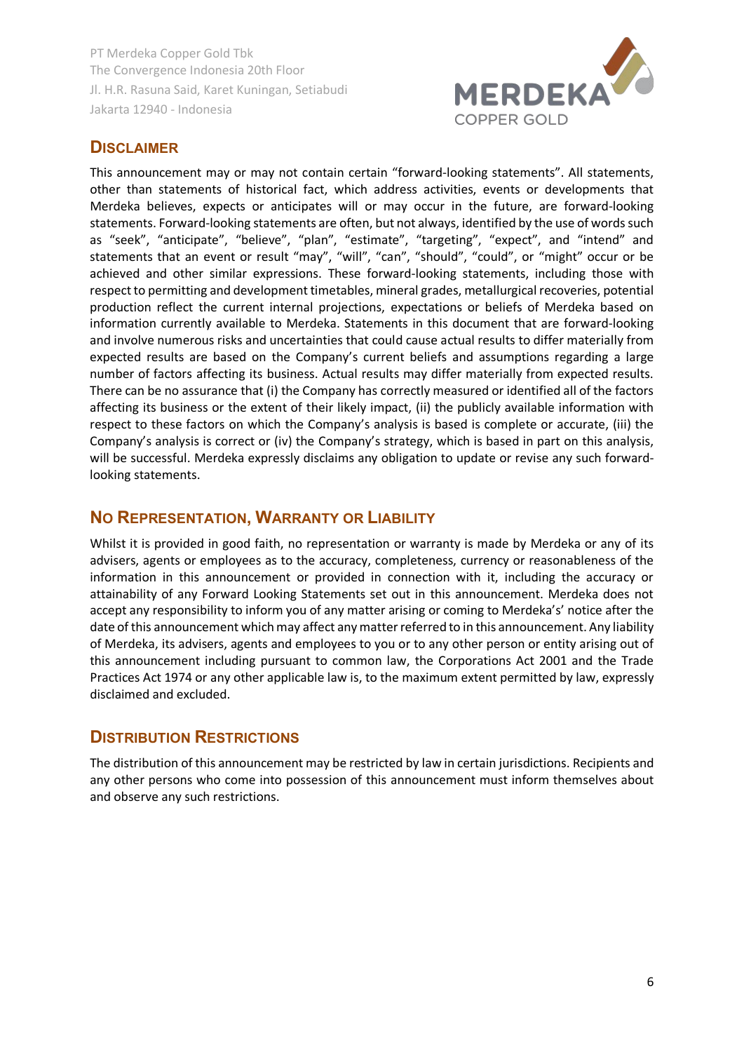PT Merdeka Copper Gold Tbk
The Convergence Indonesia 20th Floor
Jl. H.R. Rasuna Said, Karet Kuningan, Setiabudi
Jakarta 12940 - Indonesia

## Disclaimer

This announcement may or may not contain certain “forward-looking statements”. All statements, other than statements of historical fact, which address activities, events or developments that Merdeka believes, expects or anticipates will or may occur in the future, are forward-looking statements. Forward-looking statements are often, but not always, identified by the use of words such as “seek”, “anticipate”, “believe”, “plan”, “estimate”, “targeting”, “expect”, and “intend” and statements that an event or result “may”, “will”, “can”, “should”, “could”, or “might” occur or be achieved and other similar expressions. These forward-looking statements, including those with respect to permitting and development timetables, mineral grades, metallurgical recoveries, potential production reflect the current internal projections, expectations or beliefs of Merdeka based on information currently available to Merdeka. Statements in this document that are forward-looking and involve numerous risks and uncertainties that could cause actual results to differ materially from expected results are based on the Company’s current beliefs and assumptions regarding a large number of factors affecting its business. Actual results may differ materially from expected results. There can be no assurance that (i) the Company has correctly measured or identified all of the factors affecting its business or the extent of their likely impact, (ii) the publicly available information with respect to these factors on which the Company’s analysis is based is complete or accurate, (iii) the Company’s analysis is correct or (iv) the Company’s strategy, which is based in part on this analysis, will be successful. Merdeka expressly disclaims any obligation to update or revise any such forward-looking statements.

## No Representation, Warranty or Liability

Whilst it is provided in good faith, no representation or warranty is made by Merdeka or any of its advisers, agents or employees as to the accuracy, completeness, currency or reasonableness of the information in this announcement or provided in connection with it, including the accuracy or attainability of any Forward Looking Statements set out in this announcement. Merdeka does not accept any responsibility to inform you of any matter arising or coming to Merdeka’s’ notice after the date of this announcement which may affect any matter referred to in this announcement. Any liability of Merdeka, its advisers, agents and employees to you or to any other person or entity arising out of this announcement including pursuant to common law, the Corporations Act 2001 and the Trade Practices Act 1974 or any other applicable law is, to the maximum extent permitted by law, expressly disclaimed and excluded.

## Distribution Restrictions

The distribution of this announcement may be restricted by law in certain jurisdictions. Recipients and any other persons who come into possession of this announcement must inform themselves about and observe any such restrictions.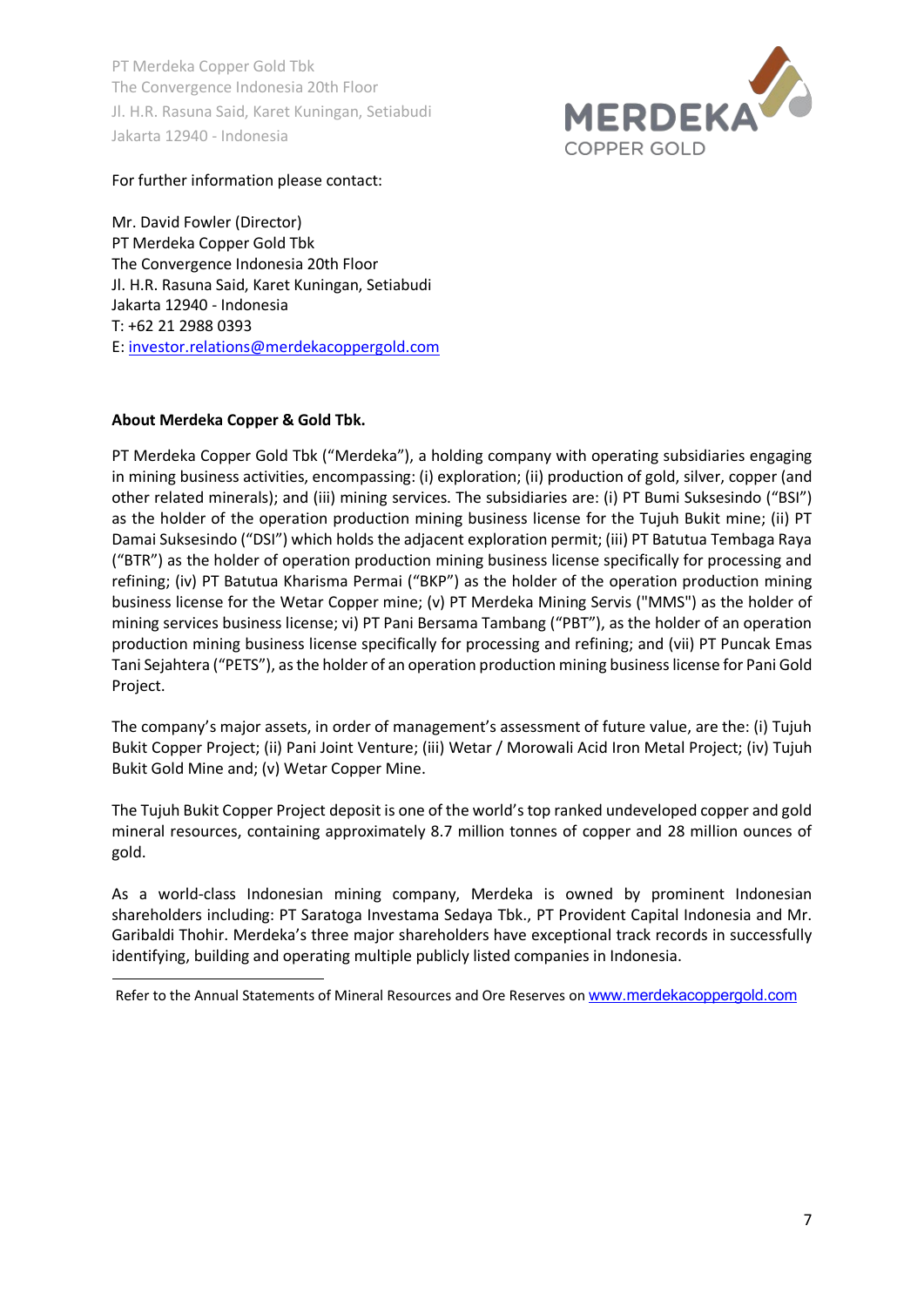PT Merdeka Copper Gold Tbk
The Convergence Indonesia 20th Floor
Jl. H.R. Rasuna Said, Karet Kuningan, Setiabudi
Jakarta 12940 - Indonesia

For further information please contact:

Mr. David Fowler (Director)
PT Merdeka Copper Gold Tbk
The Convergence Indonesia 20th Floor
Jl. H.R. Rasuna Said, Karet Kuningan, Setiabudi
Jakarta 12940 - Indonesia
T: +62 21 2988 0393
E: investor.relations@merdekacoppergold.com

**About Merdeka Copper & Gold Tbk.**

PT Merdeka Copper Gold Tbk ("Merdeka"), a holding company with operating subsidiaries engaging in mining business activities, encompassing: (i) exploration; (ii) production of gold, silver, copper (and other related minerals); and (iii) mining services. The subsidiaries are: (i) PT Bumi Suksesindo ("BSI") as the holder of the operation production mining business license for the Tujuh Bukit mine; (ii) PT Damai Suksesindo ("DSI") which holds the adjacent exploration permit; (iii) PT Batutua Tembaga Raya ("BTR") as the holder of operation production mining business license specifically for processing and refining; (iv) PT Batutua Kharisma Permai ("BKP") as the holder of the operation production mining business license for the Wetar Copper mine; (v) PT Merdeka Mining Servis ("MMS") as the holder of mining services business license; vi) PT Pani Bersama Tambang ("PBT"), as the holder of an operation production mining business license specifically for processing and refining; and (vii) PT Puncak Emas Tani Sejahtera ("PETS"), as the holder of an operation production mining business license for Pani Gold Project.

The company's major assets, in order of management's assessment of future value, are the: (i) Tujuh Bukit Copper Project; (ii) Pani Joint Venture; (iii) Wetar / Morowali Acid Iron Metal Project; (iv) Tujuh Bukit Gold Mine and; (v) Wetar Copper Mine.

The Tujuh Bukit Copper Project deposit is one of the world's top ranked undeveloped copper and gold mineral resources, containing approximately 8.7 million tonnes of copper and 28 million ounces of gold.

As a world-class Indonesian mining company, Merdeka is owned by prominent Indonesian shareholders including: PT Saratoga Investama Sedaya Tbk., PT Provident Capital Indonesia and Mr. Garibaldi Thohir. Merdeka's three major shareholders have exceptional track records in successfully identifying, building and operating multiple publicly listed companies in Indonesia.

---

Refer to the Annual Statements of Mineral Resources and Ore Reserves on www.merdekacoppergold.com